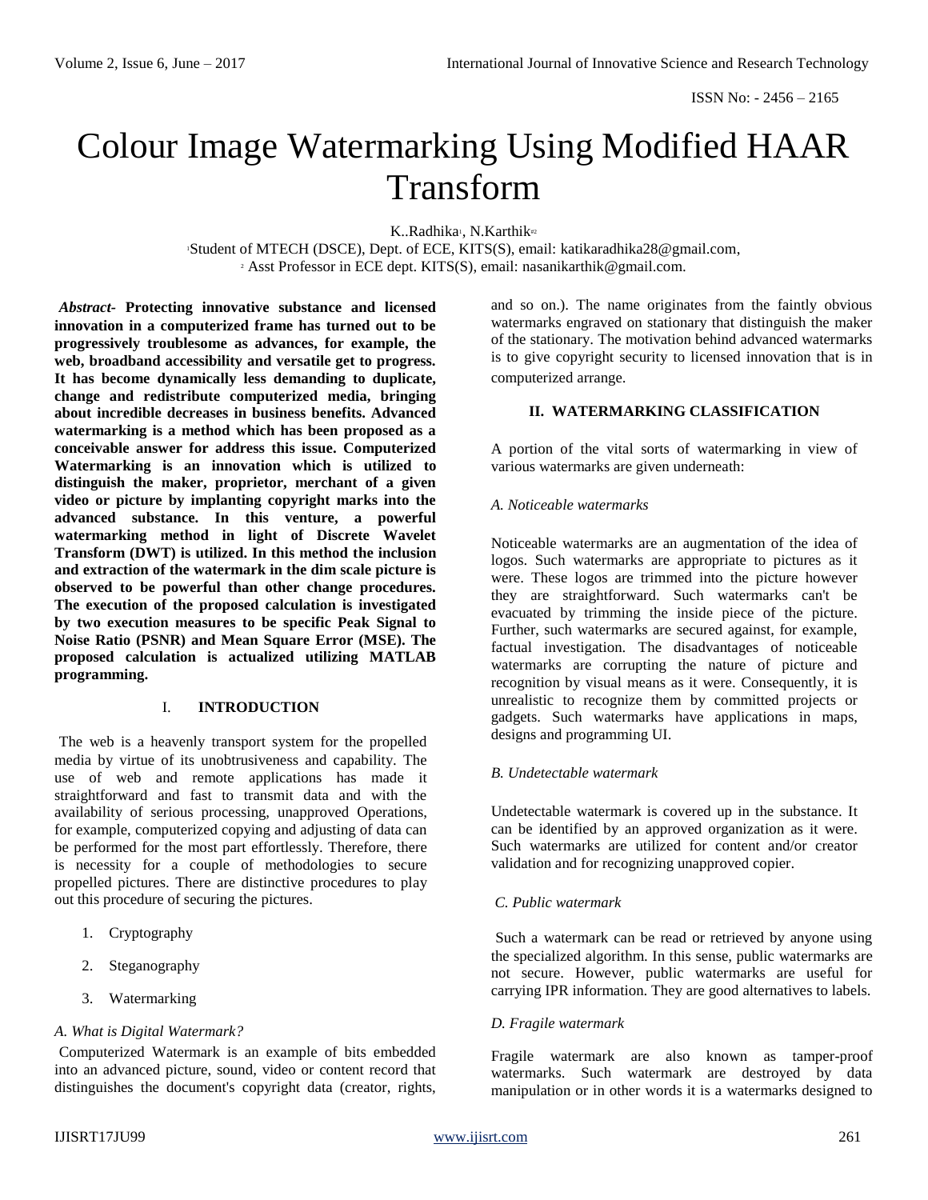# Colour Image Watermarking Using Modified HAAR Transform

K..Radhika[1], N.Karthik[#2]

[1]Student of MTECH (DSCE), Dept. of ECE, KITS(S), email: katikaradhika28@gmail.com,

[2] Asst Professor in ECE dept. KITS(S), email: nasanikarthik@gmail.com.

***Abstract-* Protecting innovative substance and licensed innovation in a computerized frame has turned out to be progressively troublesome as advances, for example, the web, broadband accessibility and versatile get to progress. It has become dynamically less demanding to duplicate, change and redistribute computerized media, bringing about incredible decreases in business benefits. Advanced watermarking is a method which has been proposed as a conceivable answer for address this issue. Computerized Watermarking is an innovation which is utilized to distinguish the maker, proprietor, merchant of a given video or picture by implanting copyright marks into the advanced substance. In this venture, a powerful watermarking method in light of Discrete Wavelet Transform (DWT) is utilized. In this method the inclusion and extraction of the watermark in the dim scale picture is observed to be powerful than other change procedures. The execution of the proposed calculation is investigated by two execution measures to be specific Peak Signal to Noise Ratio (PSNR) and Mean Square Error (MSE). The proposed calculation is actualized utilizing MATLAB programming.**

## I. INTRODUCTION

The web is a heavenly transport system for the propelled media by virtue of its unobtrusiveness and capability. The use of web and remote applications has made it straightforward and fast to transmit data and with the availability of serious processing, unapproved Operations, for example, computerized copying and adjusting of data can be performed for the most part effortlessly. Therefore, there is necessity for a couple of methodologies to secure propelled pictures. There are distinctive procedures to play out this procedure of securing the pictures.

1. Cryptography
2. Steganography
3. Watermarking

### *A. What is Digital Watermark?*

Computerized Watermark is an example of bits embedded into an advanced picture, sound, video or content record that distinguishes the document's copyright data (creator, rights, and so on.). The name originates from the faintly obvious watermarks engraved on stationary that distinguish the maker of the stationary. The motivation behind advanced watermarks is to give copyright security to licensed innovation that is in computerized arrange.

## II. WATERMARKING CLASSIFICATION

A portion of the vital sorts of watermarking in view of various watermarks are given underneath:

### *A. Noticeable watermarks*

Noticeable watermarks are an augmentation of the idea of logos. Such watermarks are appropriate to pictures as it were. These logos are trimmed into the picture however they are straightforward. Such watermarks can't be evacuated by trimming the inside piece of the picture. Further, such watermarks are secured against, for example, factual investigation. The disadvantages of noticeable watermarks are corrupting the nature of picture and recognition by visual means as it were. Consequently, it is unrealistic to recognize them by committed projects or gadgets. Such watermarks have applications in maps, designs and programming UI.

### *B. Undetectable watermark*

Undetectable watermark is covered up in the substance. It can be identified by an approved organization as it were. Such watermarks are utilized for content and/or creator validation and for recognizing unapproved copier.

### *C. Public watermark*

Such a watermark can be read or retrieved by anyone using the specialized algorithm. In this sense, public watermarks are not secure. However, public watermarks are useful for carrying IPR information. They are good alternatives to labels.

### *D. Fragile watermark*

Fragile watermark are also known as tamper-proof watermarks. Such watermark are destroyed by data manipulation or in other words it is a watermarks designed to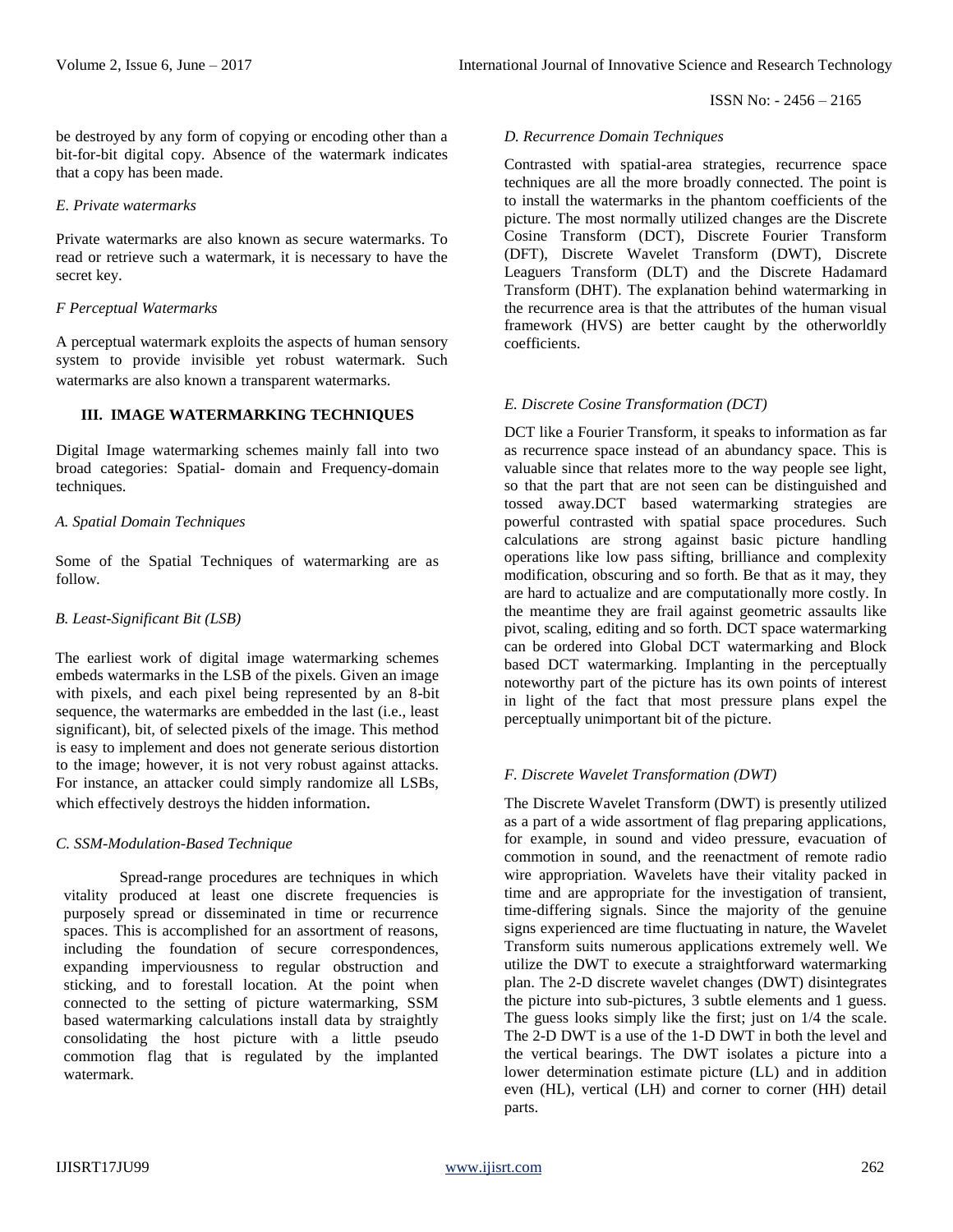be destroyed by any form of copying or encoding other than a bit-for-bit digital copy. Absence of the watermark indicates that a copy has been made.

*E. Private watermarks*

Private watermarks are also known as secure watermarks. To read or retrieve such a watermark, it is necessary to have the secret key.

*F Perceptual Watermarks*

A perceptual watermark exploits the aspects of human sensory system to provide invisible yet robust watermark. Such watermarks are also known a transparent watermarks.

## III. IMAGE WATERMARKING TECHNIQUES

Digital Image watermarking schemes mainly fall into two broad categories: Spatial- domain and Frequency-domain techniques.

*A. Spatial Domain Techniques*

Some of the Spatial Techniques of watermarking are as follow.

*B. Least-Significant Bit (LSB)*

The earliest work of digital image watermarking schemes embeds watermarks in the LSB of the pixels. Given an image with pixels, and each pixel being represented by an 8-bit sequence, the watermarks are embedded in the last (i.e., least significant), bit, of selected pixels of the image. This method is easy to implement and does not generate serious distortion to the image; however, it is not very robust against attacks. For instance, an attacker could simply randomize all LSBs, which effectively destroys the hidden information.

*C. SSM-Modulation-Based Technique*

Spread-range procedures are techniques in which vitality produced at least one discrete frequencies is purposely spread or disseminated in time or recurrence spaces. This is accomplished for an assortment of reasons, including the foundation of secure correspondences, expanding imperviousness to regular obstruction and sticking, and to forestall location. At the point when connected to the setting of picture watermarking, SSM based watermarking calculations install data by straightly consolidating the host picture with a little pseudo commotion flag that is regulated by the implanted watermark.

*D. Recurrence Domain Techniques*

Contrasted with spatial-area strategies, recurrence space techniques are all the more broadly connected. The point is to install the watermarks in the phantom coefficients of the picture. The most normally utilized changes are the Discrete Cosine Transform (DCT), Discrete Fourier Transform (DFT), Discrete Wavelet Transform (DWT), Discrete Leaguers Transform (DLT) and the Discrete Hadamard Transform (DHT). The explanation behind watermarking in the recurrence area is that the attributes of the human visual framework (HVS) are better caught by the otherworldly coefficients.

*E. Discrete Cosine Transformation (DCT)*

DCT like a Fourier Transform, it speaks to information as far as recurrence space instead of an abundancy space. This is valuable since that relates more to the way people see light, so that the part that are not seen can be distinguished and tossed away.DCT based watermarking strategies are powerful contrasted with spatial space procedures. Such calculations are strong against basic picture handling operations like low pass sifting, brilliance and complexity modification, obscuring and so forth. Be that as it may, they are hard to actualize and are computationally more costly. In the meantime they are frail against geometric assaults like pivot, scaling, editing and so forth. DCT space watermarking can be ordered into Global DCT watermarking and Block based DCT watermarking. Implanting in the perceptually noteworthy part of the picture has its own points of interest in light of the fact that most pressure plans expel the perceptually unimportant bit of the picture.

*F. Discrete Wavelet Transformation (DWT)*

The Discrete Wavelet Transform (DWT) is presently utilized as a part of a wide assortment of flag preparing applications, for example, in sound and video pressure, evacuation of commotion in sound, and the reenactment of remote radio wire appropriation. Wavelets have their vitality packed in time and are appropriate for the investigation of transient, time-differing signals. Since the majority of the genuine signs experienced are time fluctuating in nature, the Wavelet Transform suits numerous applications extremely well. We utilize the DWT to execute a straightforward watermarking plan. The 2-D discrete wavelet changes (DWT) disintegrates the picture into sub-pictures, 3 subtle elements and 1 guess. The guess looks simply like the first; just on 1/4 the scale. The 2-D DWT is a use of the 1-D DWT in both the level and the vertical bearings. The DWT isolates a picture into a lower determination estimate picture (LL) and in addition even (HL), vertical (LH) and corner to corner (HH) detail parts.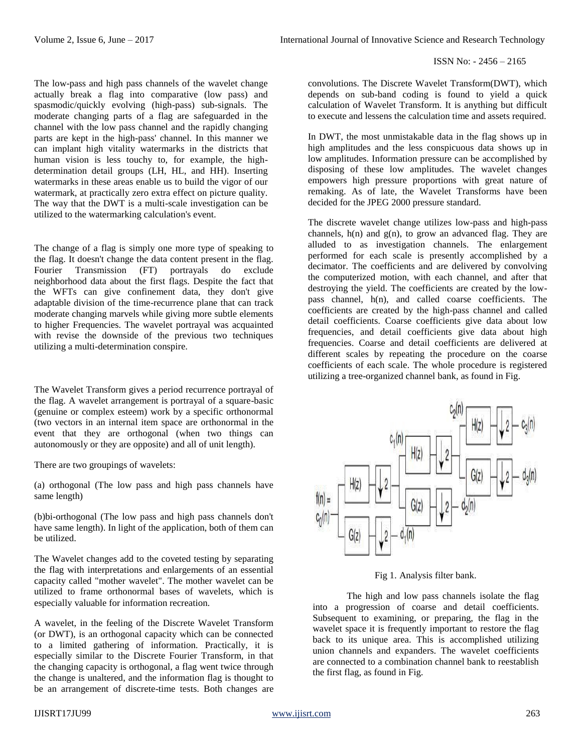The low-pass and high pass channels of the wavelet change actually break a flag into comparative (low pass) and spasmodic/quickly evolving (high-pass) sub-signals. The moderate changing parts of a flag are safeguarded in the channel with the low pass channel and the rapidly changing parts are kept in the high-pass' channel. In this manner we can implant high vitality watermarks in the districts that human vision is less touchy to, for example, the high-determination detail groups (LH, HL, and HH). Inserting watermarks in these areas enable us to build the vigor of our watermark, at practically zero extra effect on picture quality. The way that the DWT is a multi-scale investigation can be utilized to the watermarking calculation's event.

The change of a flag is simply one more type of speaking to the flag. It doesn't change the data content present in the flag. Fourier Transmission (FT) portrayals do exclude neighborhood data about the first flags. Despite the fact that the WFTs can give confinement data, they don't give adaptable division of the time-recurrence plane that can track moderate changing marvels while giving more subtle elements to higher Frequencies. The wavelet portrayal was acquainted with revise the downside of the previous two techniques utilizing a multi-determination conspire.

The Wavelet Transform gives a period recurrence portrayal of the flag. A wavelet arrangement is portrayal of a square-basic (genuine or complex esteem) work by a specific orthonormal (two vectors in an internal item space are orthonormal in the event that they are orthogonal (when two things can autonomously or they are opposite) and all of unit length).

There are two groupings of wavelets:

(a) orthogonal (The low pass and high pass channels have same length)

(b)bi-orthogonal (The low pass and high pass channels don't have same length). In light of the application, both of them can be utilized.

The Wavelet changes add to the coveted testing by separating the flag with interpretations and enlargements of an essential capacity called "mother wavelet". The mother wavelet can be utilized to frame orthonormal bases of wavelets, which is especially valuable for information recreation.

A wavelet, in the feeling of the Discrete Wavelet Transform (or DWT), is an orthogonal capacity which can be connected to a limited gathering of information. Practically, it is especially similar to the Discrete Fourier Transform, in that the changing capacity is orthogonal, a flag went twice through the change is unaltered, and the information flag is thought to be an arrangement of discrete-time tests. Both changes are convolutions. The Discrete Wavelet Transform(DWT), which depends on sub-band coding is found to yield a quick calculation of Wavelet Transform. It is anything but difficult to execute and lessens the calculation time and assets required.

In DWT, the most unmistakable data in the flag shows up in high amplitudes and the less conspicuous data shows up in low amplitudes. Information pressure can be accomplished by disposing of these low amplitudes. The wavelet changes empowers high pressure proportions with great nature of remaking. As of late, the Wavelet Transforms have been decided for the JPEG 2000 pressure standard.

The discrete wavelet change utilizes low-pass and high-pass channels, $h(n)$ and $g(n)$, to grow an advanced flag. They are alluded to as investigation channels. The enlargement performed for each scale is presently accomplished by a decimator. The coefficients and are delivered by convolving the computerized motion, with each channel, and after that destroying the yield. The coefficients are created by the low-pass channel, $h(n)$, and called coarse coefficients. The coefficients are created by the high-pass channel and called detail coefficients. Coarse coefficients give data about low frequencies, and detail coefficients give data about high frequencies. Coarse and detail coefficients are delivered at different scales by repeating the procedure on the coarse coefficients of each scale. The whole procedure is registered utilizing a tree-organized channel bank, as found in Fig.

Fig 1. Analysis filter bank.

The high and low pass channels isolate the flag into a progression of coarse and detail coefficients. Subsequent to examining, or preparing, the flag in the wavelet space it is frequently important to restore the flag back to its unique area. This is accomplished utilizing union channels and expanders. The wavelet coefficients are connected to a combination channel bank to reestablish the first flag, as found in Fig.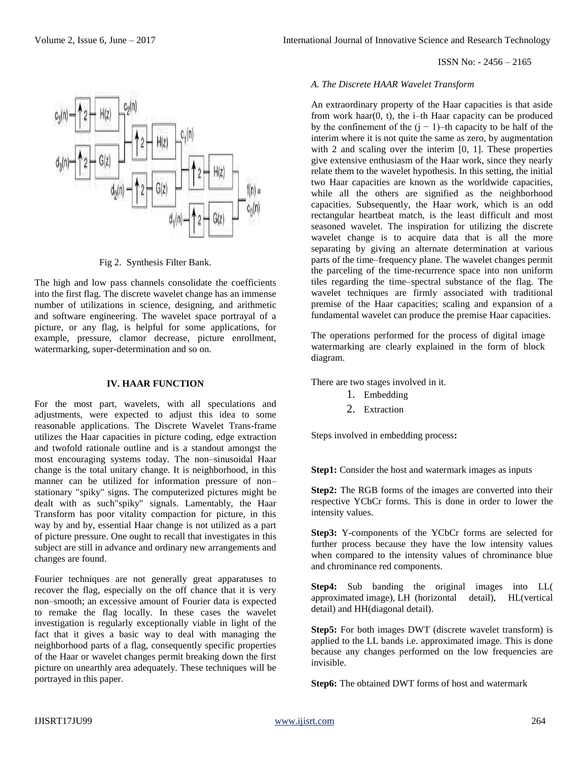Fig 2. Synthesis Filter Bank.

The high and low pass channels consolidate the coefficients into the first flag. The discrete wavelet change has an immense number of utilizations in science, designing, and arithmetic and software engineering. The wavelet space portrayal of a picture, or any flag, is helpful for some applications, for example, pressure, clamor decrease, picture enrollment, watermarking, super-determination and so on.

## IV. HAAR FUNCTION

For the most part, wavelets, with all speculations and adjustments, were expected to adjust this idea to some reasonable applications. The Discrete Wavelet Trans-frame utilizes the Haar capacities in picture coding, edge extraction and twofold rationale outline and is a standout amongst the most encouraging systems today. The non–sinusoidal Haar change is the total unitary change. It is neighborhood, in this manner can be utilized for information pressure of non–stationary "spiky" signs. The computerized pictures might be dealt with as such"spiky" signals. Lamentably, the Haar Transform has poor vitality compaction for picture, in this way by and by, essential Haar change is not utilized as a part of picture pressure. One ought to recall that investigates in this subject are still in advance and ordinary new arrangements and changes are found.

Fourier techniques are not generally great apparatuses to recover the flag, especially on the off chance that it is very non–smooth; an excessive amount of Fourier data is expected to remake the flag locally. In these cases the wavelet investigation is regularly exceptionally viable in light of the fact that it gives a basic way to deal with managing the neighborhood parts of a flag, consequently specific properties of the Haar or wavelet changes permit breaking down the first picture on unearthly area adequately. These techniques will be portrayed in this paper.

### *A. The Discrete HAAR Wavelet Transform*

An extraordinary property of the Haar capacities is that aside from work haar(0, t), the i–th Haar capacity can be produced by the confinement of the (j − 1)–th capacity to be half of the interim where it is not quite the same as zero, by augmentation with 2 and scaling over the interim [0, 1]. These properties give extensive enthusiasm of the Haar work, since they nearly relate them to the wavelet hypothesis. In this setting, the initial two Haar capacities are known as the worldwide capacities, while all the others are signified as the neighborhood capacities. Subsequently, the Haar work, which is an odd rectangular heartbeat match, is the least difficult and most seasoned wavelet. The inspiration for utilizing the discrete wavelet change is to acquire data that is all the more separating by giving an alternate determination at various parts of the time–frequency plane. The wavelet changes permit the parceling of the time-recurrence space into non uniform tiles regarding the time–spectral substance of the flag. The wavelet techniques are firmly associated with traditional premise of the Haar capacities; scaling and expansion of a fundamental wavelet can produce the premise Haar capacities.

The operations performed for the process of digital image watermarking are clearly explained in the form of block diagram.

There are two stages involved in it.

1. Embedding
2. Extraction

Steps involved in embedding process**:**

**Step1:** Consider the host and watermark images as inputs

**Step2:** The RGB forms of the images are converted into their respective YCbCr forms. This is done in order to lower the intensity values.

**Step3:** Y-components of the YCbCr forms are selected for further process because they have the low intensity values when compared to the intensity values of chrominance blue and chrominance red components.

**Step4:** Sub banding the original images into LL( approximated image), LH (horizontal detail), HL(vertical detail) and HH(diagonal detail).

**Step5:** For both images DWT (discrete wavelet transform) is applied to the LL bands i.e. approximated image. This is done because any changes performed on the low frequencies are invisible.

**Step6:** The obtained DWT forms of host and watermark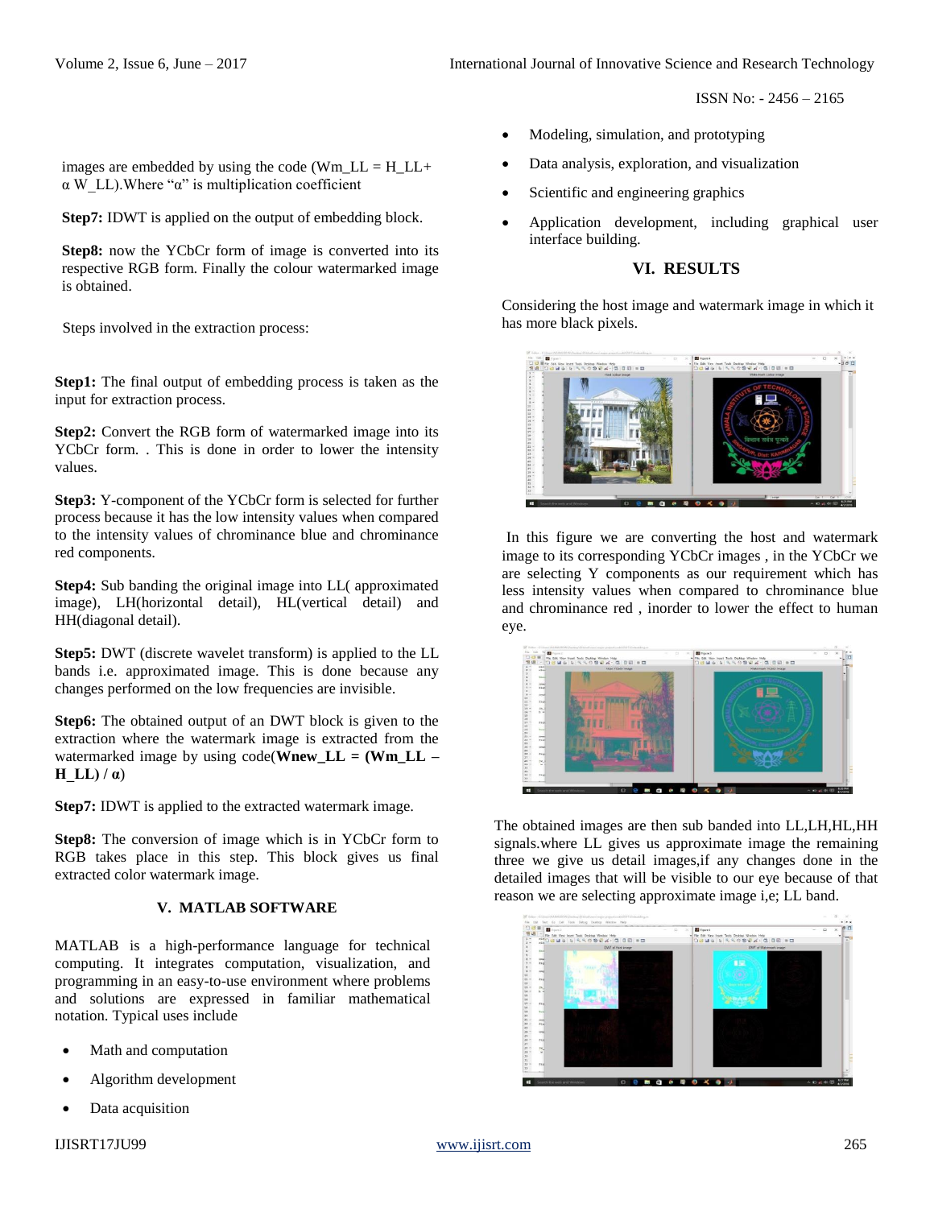images are embedded by using the code ($Wm\_LL = H\_LL + \alpha\ W\_LL$).Where "α" is multiplication coefficient

**Step7:** IDWT is applied on the output of embedding block.

**Step8:** now the YCbCr form of image is converted into its respective RGB form. Finally the colour watermarked image is obtained.

Steps involved in the extraction process:

**Step1:** The final output of embedding process is taken as the input for extraction process.

**Step2:** Convert the RGB form of watermarked image into its YCbCr form. . This is done in order to lower the intensity values.

**Step3:** Y-component of the YCbCr form is selected for further process because it has the low intensity values when compared to the intensity values of chrominance blue and chrominance red components.

**Step4:** Sub banding the original image into LL( approximated image), LH(horizontal detail), HL(vertical detail) and HH(diagonal detail).

**Step5:** DWT (discrete wavelet transform) is applied to the LL bands i.e. approximated image. This is done because any changes performed on the low frequencies are invisible.

**Step6:** The obtained output of an DWT block is given to the extraction where the watermark image is extracted from the watermarked image by using code(**$Wnew\_LL = (Wm\_LL - H\_LL) / \alpha$**)

**Step7:** IDWT is applied to the extracted watermark image.

**Step8:** The conversion of image which is in YCbCr form to RGB takes place in this step. This block gives us final extracted color watermark image.

## V. MATLAB SOFTWARE

MATLAB is a high-performance language for technical computing. It integrates computation, visualization, and programming in an easy-to-use environment where problems and solutions are expressed in familiar mathematical notation. Typical uses include

- Math and computation
- Algorithm development
- Data acquisition
- Modeling, simulation, and prototyping
- Data analysis, exploration, and visualization
- Scientific and engineering graphics
- Application development, including graphical user interface building.

## VI. RESULTS

Considering the host image and watermark image in which it has more black pixels.

In this figure we are converting the host and watermark image to its corresponding YCbCr images , in the YCbCr we are selecting Y components as our requirement which has less intensity values when compared to chrominance blue and chrominance red , inorder to lower the effect to human eye.

The obtained images are then sub banded into LL,LH,HL,HH signals.where LL gives us approximate image the remaining three we give us detail images,if any changes done in the detailed images that will be visible to our eye because of that reason we are selecting approximate image i,e; LL band.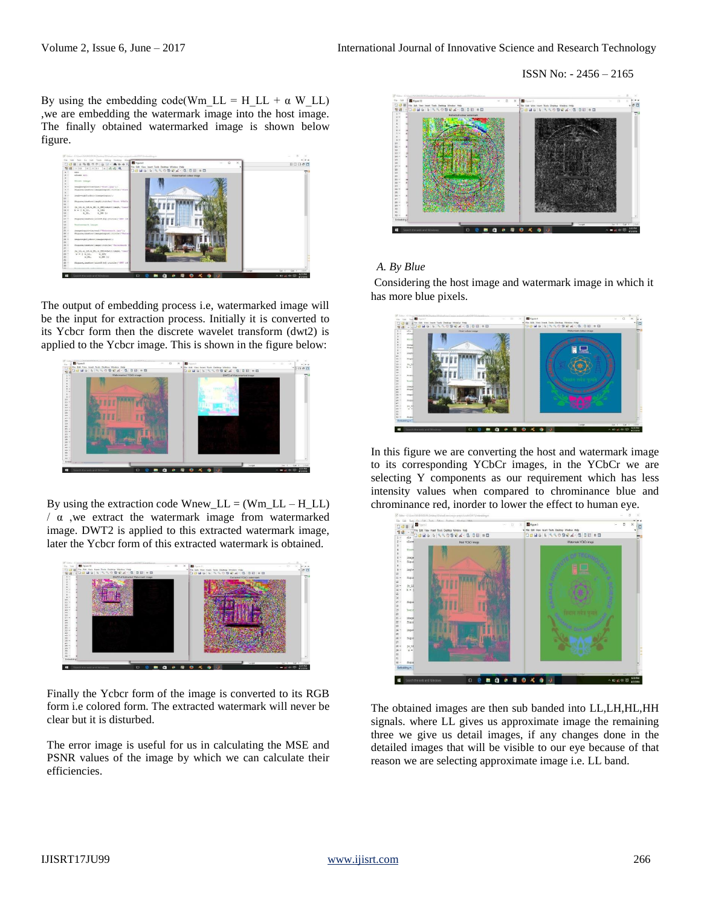By using the embedding code($Wm\_LL = H\_LL + \alpha\ W\_LL$) ,we are embedding the watermark image into the host image. The finally obtained watermarked image is shown below figure.

The output of embedding process i.e, watermarked image will be the input for extraction process. Initially it is converted to its Ycbcr form then the discrete wavelet transform (dwt2) is applied to the Ycbcr image. This is shown in the figure below:

By using the extraction code $Wnew\_LL = (Wm\_LL - H\_LL) / \alpha$ ,we extract the watermark image from watermarked image. DWT2 is applied to this extracted watermark image, later the Ycbcr form of this extracted watermark is obtained.

Finally the Ycbcr form of the image is converted to its RGB form i.e colored form. The extracted watermark will never be clear but it is disturbed.

The error image is useful for us in calculating the MSE and PSNR values of the image by which we can calculate their efficiencies.

### *A. By Blue*

Considering the host image and watermark image in which it has more blue pixels.

In this figure we are converting the host and watermark image to its corresponding YCbCr images, in the YCbCr we are selecting Y components as our requirement which has less intensity values when compared to chrominance blue and chrominance red, inorder to lower the effect to human eye.

The obtained images are then sub banded into LL,LH,HL,HH signals. where LL gives us approximate image the remaining three we give us detail images, if any changes done in the detailed images that will be visible to our eye because of that reason we are selecting approximate image i.e. LL band.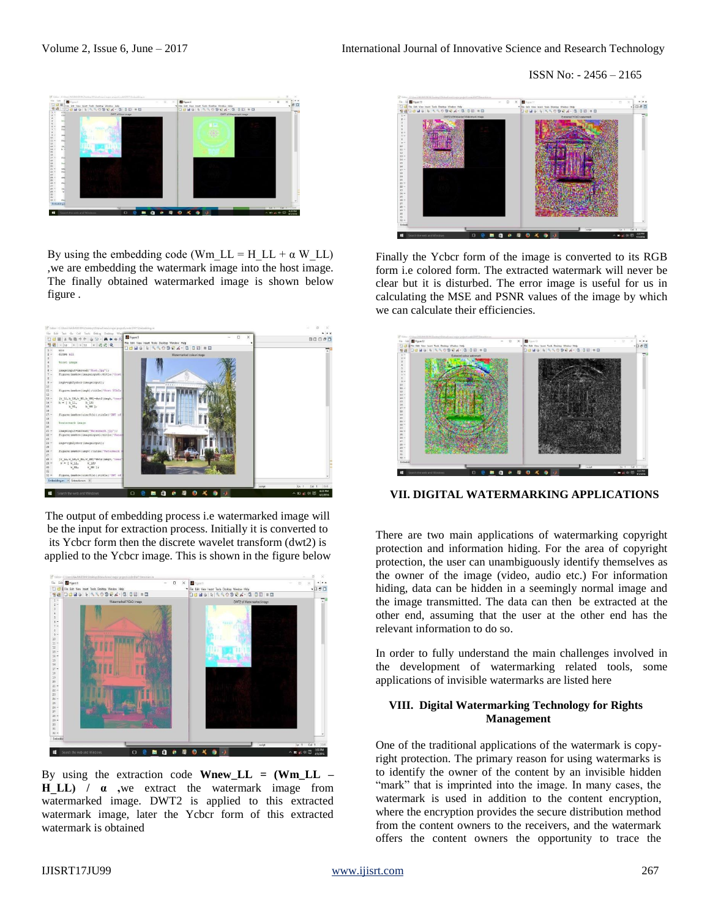By using the embedding code ($Wm\_LL = H\_LL + \alpha\ W\_LL$) ,we are embedding the watermark image into the host image. The finally obtained watermarked image is shown below figure .

The output of embedding process i.e watermarked image will be the input for extraction process. Initially it is converted to its Ycbcr form then the discrete wavelet transform (dwt2) is applied to the Ycbcr image. This is shown in the figure below

By using the extraction code **$Wnew\_LL = (Wm\_LL - H\_LL) / \alpha$** ,we extract the watermark image from watermarked image. DWT2 is applied to this extracted watermark image, later the Ycbcr form of this extracted watermark is obtained

Finally the Ycbcr form of the image is converted to its RGB form i.e colored form. The extracted watermark will never be clear but it is disturbed. The error image is useful for us in calculating the MSE and PSNR values of the image by which we can calculate their efficiencies.

## VII. DIGITAL WATERMARKING APPLICATIONS

There are two main applications of watermarking copyright protection and information hiding. For the area of copyright protection, the user can unambiguously identify themselves as the owner of the image (video, audio etc.) For information hiding, data can be hidden in a seemingly normal image and the image transmitted. The data can then be extracted at the other end, assuming that the user at the other end has the relevant information to do so.

In order to fully understand the main challenges involved in the development of watermarking related tools, some applications of invisible watermarks are listed here

## VIII. Digital Watermarking Technology for Rights Management

One of the traditional applications of the watermark is copy-right protection. The primary reason for using watermarks is to identify the owner of the content by an invisible hidden "mark" that is imprinted into the image. In many cases, the watermark is used in addition to the content encryption, where the encryption provides the secure distribution method from the content owners to the receivers, and the watermark offers the content owners the opportunity to trace the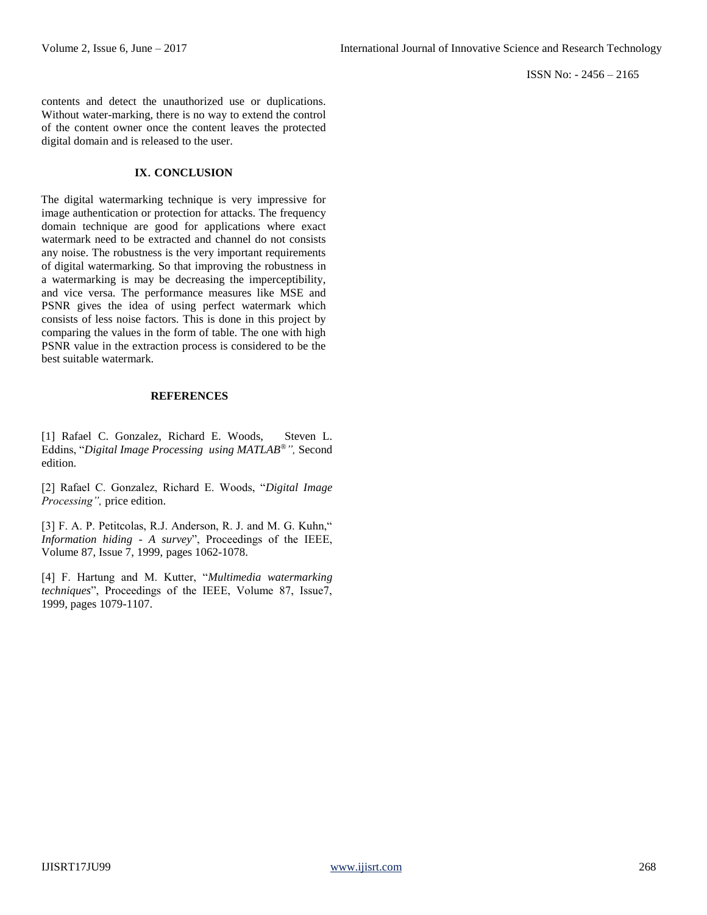contents and detect the unauthorized use or duplications. Without water-marking, there is no way to extend the control of the content owner once the content leaves the protected digital domain and is released to the user.

## IX. CONCLUSION

The digital watermarking technique is very impressive for image authentication or protection for attacks. The frequency domain technique are good for applications where exact watermark need to be extracted and channel do not consists any noise. The robustness is the very important requirements of digital watermarking. So that improving the robustness in a watermarking is may be decreasing the imperceptibility, and vice versa. The performance measures like MSE and PSNR gives the idea of using perfect watermark which consists of less noise factors. This is done in this project by comparing the values in the form of table. The one with high PSNR value in the extraction process is considered to be the best suitable watermark.

## REFERENCES

[1] Rafael C. Gonzalez, Richard E. Woods, Steven L. Eddins, "*Digital Image Processing using MATLAB®",* Second edition.

[2] Rafael C. Gonzalez, Richard E. Woods, "*Digital Image Processing",* price edition.

[3] F. A. P. Petitcolas, R.J. Anderson, R. J. and M. G. Kuhn," *Information hiding - A survey*", Proceedings of the IEEE, Volume 87, Issue 7, 1999, pages 1062-1078.

[4] F. Hartung and M. Kutter, "*Multimedia watermarking techniques*", Proceedings of the IEEE, Volume 87, Issue7, 1999, pages 1079-1107.